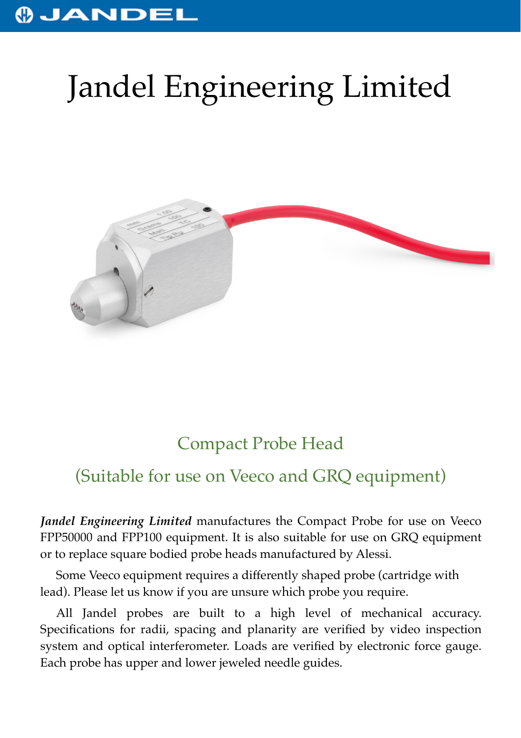# Jandel Engineering Limited

## Compact Probe Head

## (Suitable for use on Veeco and GRQ equipment)

***Jandel Engineering Limited*** manufactures the Compact Probe for use on Veeco FPP50000 and FPP100 equipment. It is also suitable for use on GRQ equipment or to replace square bodied probe heads manufactured by Alessi.

Some Veeco equipment requires a differently shaped probe (cartridge with lead). Please let us know if you are unsure which probe you require.

All Jandel probes are built to a high level of mechanical accuracy. Specifications for radii, spacing and planarity are verified by video inspection system and optical interferometer. Loads are verified by electronic force gauge. Each probe has upper and lower jeweled needle guides.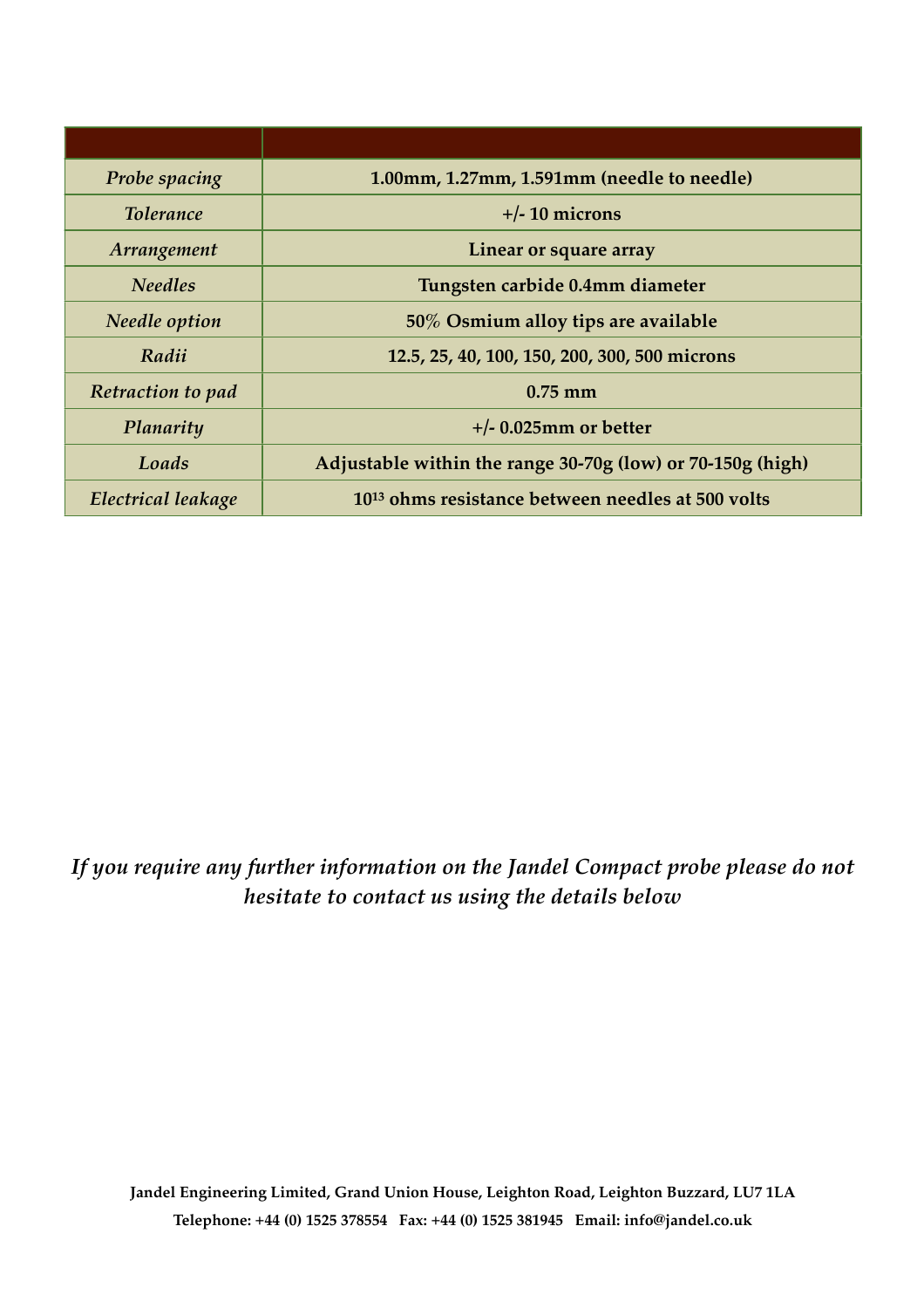| | |
|---|---|
| *Probe spacing* | **1.00mm, 1.27mm, 1.591mm (needle to needle)** |
| *Tolerance* | **+/- 10 microns** |
| *Arrangement* | **Linear or square array** |
| *Needles* | **Tungsten carbide 0.4mm diameter** |
| *Needle option* | **50% Osmium alloy tips are available** |
| *Radii* | **12.5, 25, 40, 100, 150, 200, 300, 500 microns** |
| *Retraction to pad* | **0.75 mm** |
| *Planarity* | **+/- 0.025mm or better** |
| *Loads* | **Adjustable within the range 30-70g (low) or 70-150g (high)** |
| *Electrical leakage* | **$10^{13}$ ohms resistance between needles at 500 volts** |

*If you require any further information on the Jandel Compact probe please do not hesitate to contact us using the details below*

**Jandel Engineering Limited, Grand Union House, Leighton Road, Leighton Buzzard, LU7 1LA**

**Telephone: +44 (0) 1525 378554 Fax: +44 (0) 1525 381945 Email: info@jandel.co.uk**